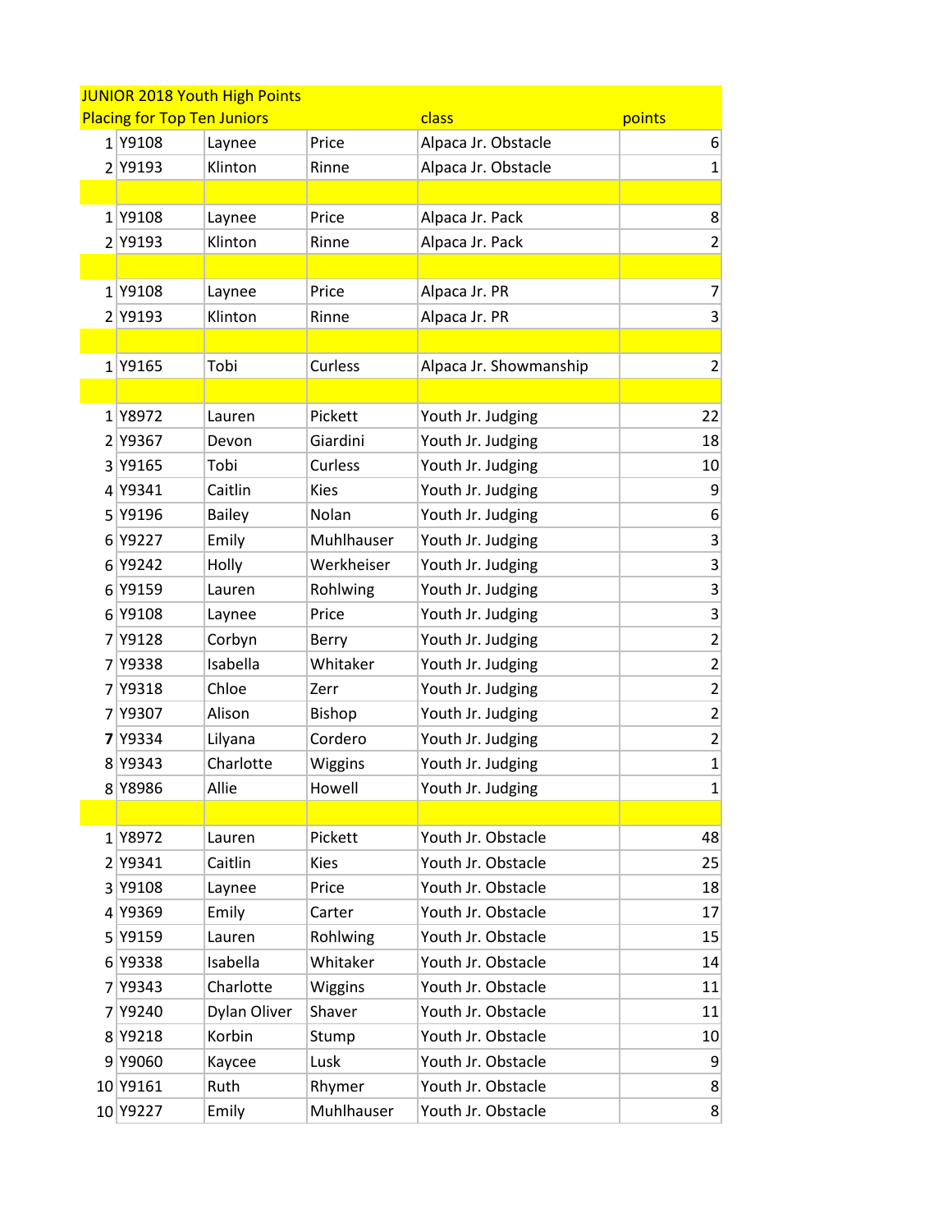JUNIOR 2018 Youth High Points

| Placing for Top Ten Juniors | | | | class | points |
|---|---|---|---|---|---|
| 1 | Y9108 | Laynee | Price | Alpaca Jr. Obstacle | 6 |
| 2 | Y9193 | Klinton | Rinne | Alpaca Jr. Obstacle | 1 |
| | | | | | |
| 1 | Y9108 | Laynee | Price | Alpaca Jr. Pack | 8 |
| 2 | Y9193 | Klinton | Rinne | Alpaca Jr. Pack | 2 |
| | | | | | |
| 1 | Y9108 | Laynee | Price | Alpaca Jr. PR | 7 |
| 2 | Y9193 | Klinton | Rinne | Alpaca Jr. PR | 3 |
| | | | | | |
| 1 | Y9165 | Tobi | Curless | Alpaca Jr. Showmanship | 2 |
| | | | | | |
| 1 | Y8972 | Lauren | Pickett | Youth Jr. Judging | 22 |
| 2 | Y9367 | Devon | Giardini | Youth Jr. Judging | 18 |
| 3 | Y9165 | Tobi | Curless | Youth Jr. Judging | 10 |
| 4 | Y9341 | Caitlin | Kies | Youth Jr. Judging | 9 |
| 5 | Y9196 | Bailey | Nolan | Youth Jr. Judging | 6 |
| 6 | Y9227 | Emily | Muhlhauser | Youth Jr. Judging | 3 |
| 6 | Y9242 | Holly | Werkheiser | Youth Jr. Judging | 3 |
| 6 | Y9159 | Lauren | Rohlwing | Youth Jr. Judging | 3 |
| 6 | Y9108 | Laynee | Price | Youth Jr. Judging | 3 |
| 7 | Y9128 | Corbyn | Berry | Youth Jr. Judging | 2 |
| 7 | Y9338 | Isabella | Whitaker | Youth Jr. Judging | 2 |
| 7 | Y9318 | Chloe | Zerr | Youth Jr. Judging | 2 |
| 7 | Y9307 | Alison | Bishop | Youth Jr. Judging | 2 |
| **7** | Y9334 | Lilyana | Cordero | Youth Jr. Judging | 2 |
| 8 | Y9343 | Charlotte | Wiggins | Youth Jr. Judging | 1 |
| 8 | Y8986 | Allie | Howell | Youth Jr. Judging | 1 |
| | | | | | |
| 1 | Y8972 | Lauren | Pickett | Youth Jr. Obstacle | 48 |
| 2 | Y9341 | Caitlin | Kies | Youth Jr. Obstacle | 25 |
| 3 | Y9108 | Laynee | Price | Youth Jr. Obstacle | 18 |
| 4 | Y9369 | Emily | Carter | Youth Jr. Obstacle | 17 |
| 5 | Y9159 | Lauren | Rohlwing | Youth Jr. Obstacle | 15 |
| 6 | Y9338 | Isabella | Whitaker | Youth Jr. Obstacle | 14 |
| 7 | Y9343 | Charlotte | Wiggins | Youth Jr. Obstacle | 11 |
| 7 | Y9240 | Dylan Oliver | Shaver | Youth Jr. Obstacle | 11 |
| 8 | Y9218 | Korbin | Stump | Youth Jr. Obstacle | 10 |
| 9 | Y9060 | Kaycee | Lusk | Youth Jr. Obstacle | 9 |
| 10 | Y9161 | Ruth | Rhymer | Youth Jr. Obstacle | 8 |
| 10 | Y9227 | Emily | Muhlhauser | Youth Jr. Obstacle | 8 |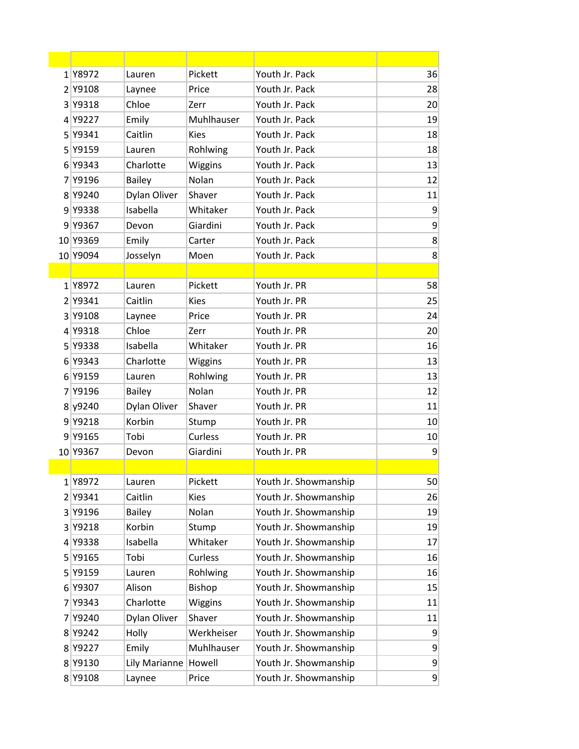|  |  |  |  |  |  |
|---|---|---|---|---|---|
| 1 | Y8972 | Lauren | Pickett | Youth Jr. Pack | 36 |
| 2 | Y9108 | Laynee | Price | Youth Jr. Pack | 28 |
| 3 | Y9318 | Chloe | Zerr | Youth Jr. Pack | 20 |
| 4 | Y9227 | Emily | Muhlhauser | Youth Jr. Pack | 19 |
| 5 | Y9341 | Caitlin | Kies | Youth Jr. Pack | 18 |
| 5 | Y9159 | Lauren | Rohlwing | Youth Jr. Pack | 18 |
| 6 | Y9343 | Charlotte | Wiggins | Youth Jr. Pack | 13 |
| 7 | Y9196 | Bailey | Nolan | Youth Jr. Pack | 12 |
| 8 | Y9240 | Dylan Oliver | Shaver | Youth Jr. Pack | 11 |
| 9 | Y9338 | Isabella | Whitaker | Youth Jr. Pack | 9 |
| 9 | Y9367 | Devon | Giardini | Youth Jr. Pack | 9 |
| 10 | Y9369 | Emily | Carter | Youth Jr. Pack | 8 |
| 10 | Y9094 | Josselyn | Moen | Youth Jr. Pack | 8 |
|  |  |  |  |  |  |
| 1 | Y8972 | Lauren | Pickett | Youth Jr. PR | 58 |
| 2 | Y9341 | Caitlin | Kies | Youth Jr. PR | 25 |
| 3 | Y9108 | Laynee | Price | Youth Jr. PR | 24 |
| 4 | Y9318 | Chloe | Zerr | Youth Jr. PR | 20 |
| 5 | Y9338 | Isabella | Whitaker | Youth Jr. PR | 16 |
| 6 | Y9343 | Charlotte | Wiggins | Youth Jr. PR | 13 |
| 6 | Y9159 | Lauren | Rohlwing | Youth Jr. PR | 13 |
| 7 | Y9196 | Bailey | Nolan | Youth Jr. PR | 12 |
| 8 | y9240 | Dylan Oliver | Shaver | Youth Jr. PR | 11 |
| 9 | Y9218 | Korbin | Stump | Youth Jr. PR | 10 |
| 9 | Y9165 | Tobi | Curless | Youth Jr. PR | 10 |
| 10 | Y9367 | Devon | Giardini | Youth Jr. PR | 9 |
|  |  |  |  |  |  |
| 1 | Y8972 | Lauren | Pickett | Youth Jr. Showmanship | 50 |
| 2 | Y9341 | Caitlin | Kies | Youth Jr. Showmanship | 26 |
| 3 | Y9196 | Bailey | Nolan | Youth Jr. Showmanship | 19 |
| 3 | Y9218 | Korbin | Stump | Youth Jr. Showmanship | 19 |
| 4 | Y9338 | Isabella | Whitaker | Youth Jr. Showmanship | 17 |
| 5 | Y9165 | Tobi | Curless | Youth Jr. Showmanship | 16 |
| 5 | Y9159 | Lauren | Rohlwing | Youth Jr. Showmanship | 16 |
| 6 | Y9307 | Alison | Bishop | Youth Jr. Showmanship | 15 |
| 7 | Y9343 | Charlotte | Wiggins | Youth Jr. Showmanship | 11 |
| 7 | Y9240 | Dylan Oliver | Shaver | Youth Jr. Showmanship | 11 |
| 8 | Y9242 | Holly | Werkheiser | Youth Jr. Showmanship | 9 |
| 8 | Y9227 | Emily | Muhlhauser | Youth Jr. Showmanship | 9 |
| 8 | Y9130 | Lily Marianne | Howell | Youth Jr. Showmanship | 9 |
| 8 | Y9108 | Laynee | Price | Youth Jr. Showmanship | 9 |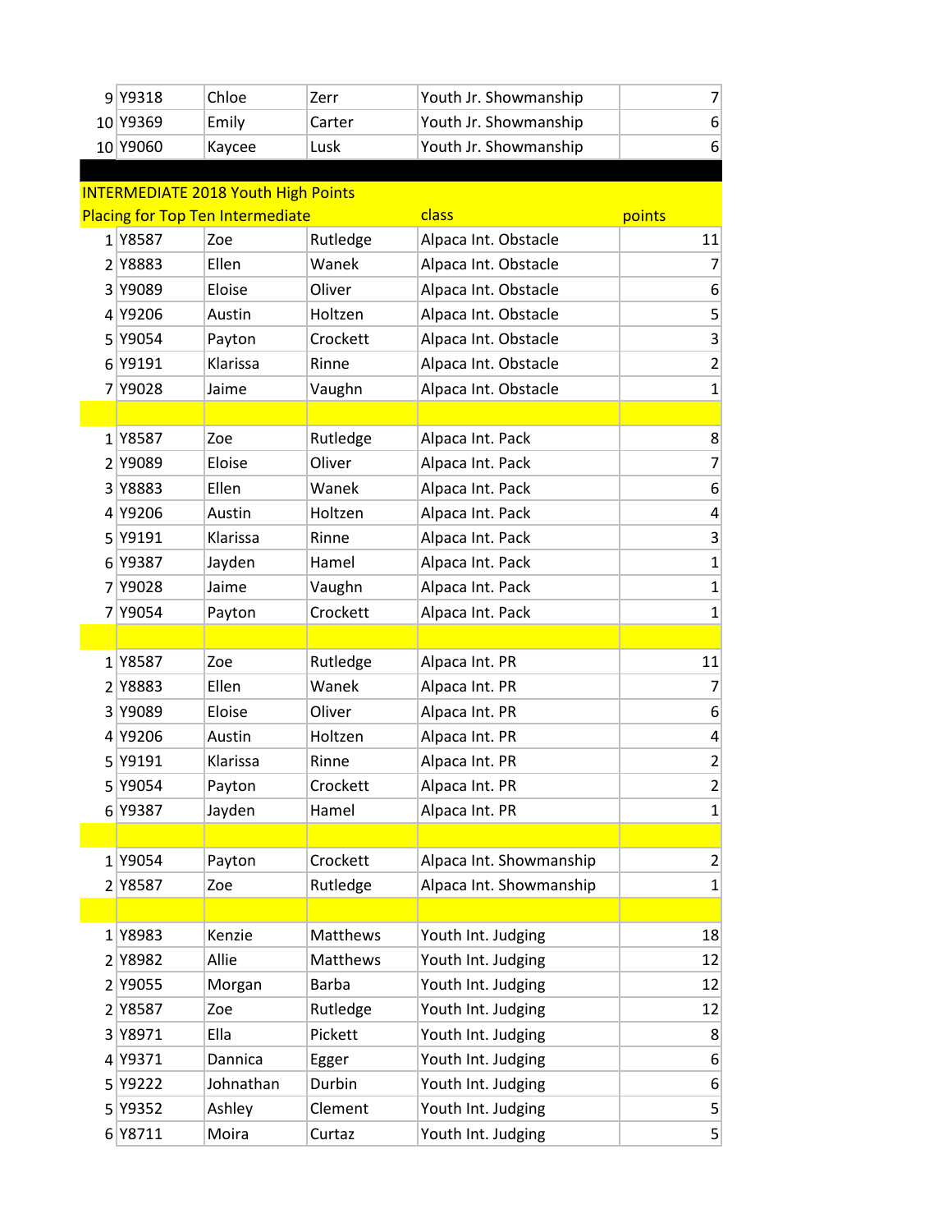| | | | | | |
|---|---|---|---|---|---|
| 9 | Y9318 | Chloe | Zerr | Youth Jr. Showmanship | 7 |
| 10 | Y9369 | Emily | Carter | Youth Jr. Showmanship | 6 |
| 10 | Y9060 | Kaycee | Lusk | Youth Jr. Showmanship | 6 |

INTERMEDIATE 2018 Youth High Points

| Placing for Top Ten Intermediate | | | | class | points |
|---|---|---|---|---|---|
| 1 | Y8587 | Zoe | Rutledge | Alpaca Int. Obstacle | 11 |
| 2 | Y8883 | Ellen | Wanek | Alpaca Int. Obstacle | 7 |
| 3 | Y9089 | Eloise | Oliver | Alpaca Int. Obstacle | 6 |
| 4 | Y9206 | Austin | Holtzen | Alpaca Int. Obstacle | 5 |
| 5 | Y9054 | Payton | Crockett | Alpaca Int. Obstacle | 3 |
| 6 | Y9191 | Klarissa | Rinne | Alpaca Int. Obstacle | 2 |
| 7 | Y9028 | Jaime | Vaughn | Alpaca Int. Obstacle | 1 |
| | | | | | |
| 1 | Y8587 | Zoe | Rutledge | Alpaca Int. Pack | 8 |
| 2 | Y9089 | Eloise | Oliver | Alpaca Int. Pack | 7 |
| 3 | Y8883 | Ellen | Wanek | Alpaca Int. Pack | 6 |
| 4 | Y9206 | Austin | Holtzen | Alpaca Int. Pack | 4 |
| 5 | Y9191 | Klarissa | Rinne | Alpaca Int. Pack | 3 |
| 6 | Y9387 | Jayden | Hamel | Alpaca Int. Pack | 1 |
| 7 | Y9028 | Jaime | Vaughn | Alpaca Int. Pack | 1 |
| 7 | Y9054 | Payton | Crockett | Alpaca Int. Pack | 1 |
| | | | | | |
| 1 | Y8587 | Zoe | Rutledge | Alpaca Int. PR | 11 |
| 2 | Y8883 | Ellen | Wanek | Alpaca Int. PR | 7 |
| 3 | Y9089 | Eloise | Oliver | Alpaca Int. PR | 6 |
| 4 | Y9206 | Austin | Holtzen | Alpaca Int. PR | 4 |
| 5 | Y9191 | Klarissa | Rinne | Alpaca Int. PR | 2 |
| 5 | Y9054 | Payton | Crockett | Alpaca Int. PR | 2 |
| 6 | Y9387 | Jayden | Hamel | Alpaca Int. PR | 1 |
| | | | | | |
| 1 | Y9054 | Payton | Crockett | Alpaca Int. Showmanship | 2 |
| 2 | Y8587 | Zoe | Rutledge | Alpaca Int. Showmanship | 1 |
| | | | | | |
| 1 | Y8983 | Kenzie | Matthews | Youth Int. Judging | 18 |
| 2 | Y8982 | Allie | Matthews | Youth Int. Judging | 12 |
| 2 | Y9055 | Morgan | Barba | Youth Int. Judging | 12 |
| 2 | Y8587 | Zoe | Rutledge | Youth Int. Judging | 12 |
| 3 | Y8971 | Ella | Pickett | Youth Int. Judging | 8 |
| 4 | Y9371 | Dannica | Egger | Youth Int. Judging | 6 |
| 5 | Y9222 | Johnathan | Durbin | Youth Int. Judging | 6 |
| 5 | Y9352 | Ashley | Clement | Youth Int. Judging | 5 |
| 6 | Y8711 | Moira | Curtaz | Youth Int. Judging | 5 |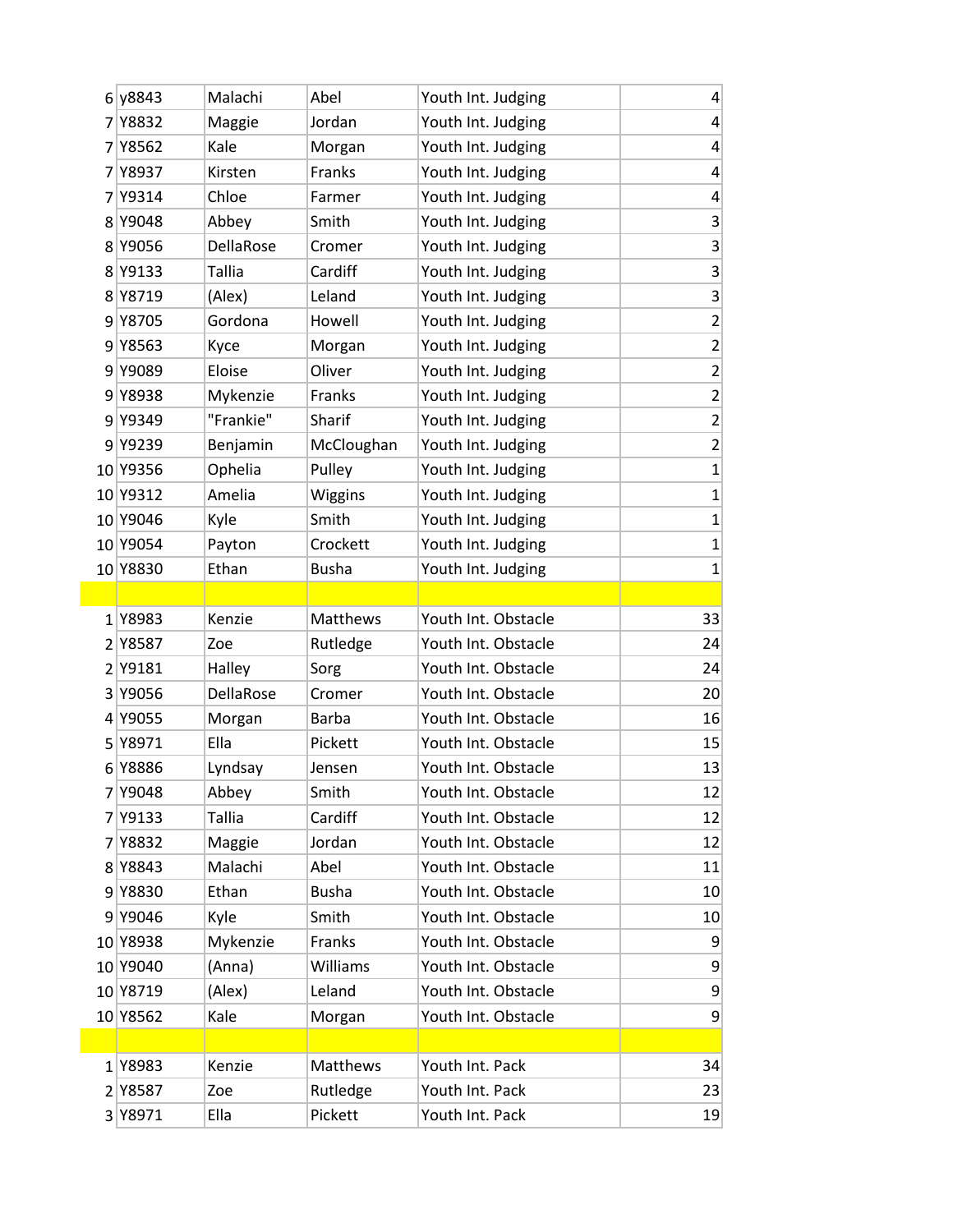| | | | | |
|---|---|---|---|---|
| 6 | y8843 | Malachi | Abel | Youth Int. Judging | 4 |
| 7 | Y8832 | Maggie | Jordan | Youth Int. Judging | 4 |
| 7 | Y8562 | Kale | Morgan | Youth Int. Judging | 4 |
| 7 | Y8937 | Kirsten | Franks | Youth Int. Judging | 4 |
| 7 | Y9314 | Chloe | Farmer | Youth Int. Judging | 4 |
| 8 | Y9048 | Abbey | Smith | Youth Int. Judging | 3 |
| 8 | Y9056 | DellaRose | Cromer | Youth Int. Judging | 3 |
| 8 | Y9133 | Tallia | Cardiff | Youth Int. Judging | 3 |
| 8 | Y8719 | (Alex) | Leland | Youth Int. Judging | 3 |
| 9 | Y8705 | Gordona | Howell | Youth Int. Judging | 2 |
| 9 | Y8563 | Kyce | Morgan | Youth Int. Judging | 2 |
| 9 | Y9089 | Eloise | Oliver | Youth Int. Judging | 2 |
| 9 | Y8938 | Mykenzie | Franks | Youth Int. Judging | 2 |
| 9 | Y9349 | "Frankie" | Sharif | Youth Int. Judging | 2 |
| 9 | Y9239 | Benjamin | McCloughan | Youth Int. Judging | 2 |
| 10 | Y9356 | Ophelia | Pulley | Youth Int. Judging | 1 |
| 10 | Y9312 | Amelia | Wiggins | Youth Int. Judging | 1 |
| 10 | Y9046 | Kyle | Smith | Youth Int. Judging | 1 |
| 10 | Y9054 | Payton | Crockett | Youth Int. Judging | 1 |
| 10 | Y8830 | Ethan | Busha | Youth Int. Judging | 1 |
| | | | | | |
| 1 | Y8983 | Kenzie | Matthews | Youth Int. Obstacle | 33 |
| 2 | Y8587 | Zoe | Rutledge | Youth Int. Obstacle | 24 |
| 2 | Y9181 | Halley | Sorg | Youth Int. Obstacle | 24 |
| 3 | Y9056 | DellaRose | Cromer | Youth Int. Obstacle | 20 |
| 4 | Y9055 | Morgan | Barba | Youth Int. Obstacle | 16 |
| 5 | Y8971 | Ella | Pickett | Youth Int. Obstacle | 15 |
| 6 | Y8886 | Lyndsay | Jensen | Youth Int. Obstacle | 13 |
| 7 | Y9048 | Abbey | Smith | Youth Int. Obstacle | 12 |
| 7 | Y9133 | Tallia | Cardiff | Youth Int. Obstacle | 12 |
| 7 | Y8832 | Maggie | Jordan | Youth Int. Obstacle | 12 |
| 8 | Y8843 | Malachi | Abel | Youth Int. Obstacle | 11 |
| 9 | Y8830 | Ethan | Busha | Youth Int. Obstacle | 10 |
| 9 | Y9046 | Kyle | Smith | Youth Int. Obstacle | 10 |
| 10 | Y8938 | Mykenzie | Franks | Youth Int. Obstacle | 9 |
| 10 | Y9040 | (Anna) | Williams | Youth Int. Obstacle | 9 |
| 10 | Y8719 | (Alex) | Leland | Youth Int. Obstacle | 9 |
| 10 | Y8562 | Kale | Morgan | Youth Int. Obstacle | 9 |
| | | | | | |
| 1 | Y8983 | Kenzie | Matthews | Youth Int. Pack | 34 |
| 2 | Y8587 | Zoe | Rutledge | Youth Int. Pack | 23 |
| 3 | Y8971 | Ella | Pickett | Youth Int. Pack | 19 |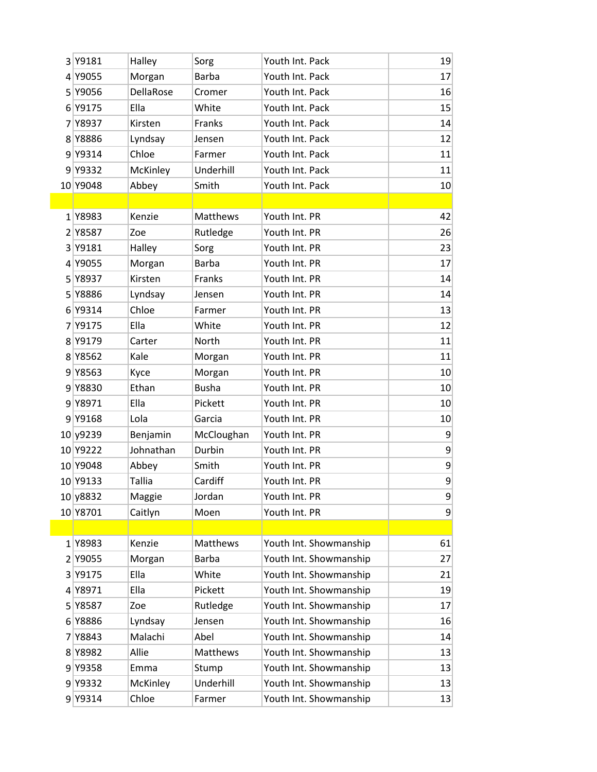| | | | | |
|---|---|---|---|---|
| 3 | Y9181 | Halley | Sorg | Youth Int. Pack | 19 |
| 4 | Y9055 | Morgan | Barba | Youth Int. Pack | 17 |
| 5 | Y9056 | DellaRose | Cromer | Youth Int. Pack | 16 |
| 6 | Y9175 | Ella | White | Youth Int. Pack | 15 |
| 7 | Y8937 | Kirsten | Franks | Youth Int. Pack | 14 |
| 8 | Y8886 | Lyndsay | Jensen | Youth Int. Pack | 12 |
| 9 | Y9314 | Chloe | Farmer | Youth Int. Pack | 11 |
| 9 | Y9332 | McKinley | Underhill | Youth Int. Pack | 11 |
| 10 | Y9048 | Abbey | Smith | Youth Int. Pack | 10 |
| | | | | | |
| 1 | Y8983 | Kenzie | Matthews | Youth Int. PR | 42 |
| 2 | Y8587 | Zoe | Rutledge | Youth Int. PR | 26 |
| 3 | Y9181 | Halley | Sorg | Youth Int. PR | 23 |
| 4 | Y9055 | Morgan | Barba | Youth Int. PR | 17 |
| 5 | Y8937 | Kirsten | Franks | Youth Int. PR | 14 |
| 5 | Y8886 | Lyndsay | Jensen | Youth Int. PR | 14 |
| 6 | Y9314 | Chloe | Farmer | Youth Int. PR | 13 |
| 7 | Y9175 | Ella | White | Youth Int. PR | 12 |
| 8 | Y9179 | Carter | North | Youth Int. PR | 11 |
| 8 | Y8562 | Kale | Morgan | Youth Int. PR | 11 |
| 9 | Y8563 | Kyce | Morgan | Youth Int. PR | 10 |
| 9 | Y8830 | Ethan | Busha | Youth Int. PR | 10 |
| 9 | Y8971 | Ella | Pickett | Youth Int. PR | 10 |
| 9 | Y9168 | Lola | Garcia | Youth Int. PR | 10 |
| 10 | y9239 | Benjamin | McCloughan | Youth Int. PR | 9 |
| 10 | Y9222 | Johnathan | Durbin | Youth Int. PR | 9 |
| 10 | Y9048 | Abbey | Smith | Youth Int. PR | 9 |
| 10 | Y9133 | Tallia | Cardiff | Youth Int. PR | 9 |
| 10 | y8832 | Maggie | Jordan | Youth Int. PR | 9 |
| 10 | Y8701 | Caitlyn | Moen | Youth Int. PR | 9 |
| | | | | | |
| 1 | Y8983 | Kenzie | Matthews | Youth Int. Showmanship | 61 |
| 2 | Y9055 | Morgan | Barba | Youth Int. Showmanship | 27 |
| 3 | Y9175 | Ella | White | Youth Int. Showmanship | 21 |
| 4 | Y8971 | Ella | Pickett | Youth Int. Showmanship | 19 |
| 5 | Y8587 | Zoe | Rutledge | Youth Int. Showmanship | 17 |
| 6 | Y8886 | Lyndsay | Jensen | Youth Int. Showmanship | 16 |
| 7 | Y8843 | Malachi | Abel | Youth Int. Showmanship | 14 |
| 8 | Y8982 | Allie | Matthews | Youth Int. Showmanship | 13 |
| 9 | Y9358 | Emma | Stump | Youth Int. Showmanship | 13 |
| 9 | Y9332 | McKinley | Underhill | Youth Int. Showmanship | 13 |
| 9 | Y9314 | Chloe | Farmer | Youth Int. Showmanship | 13 |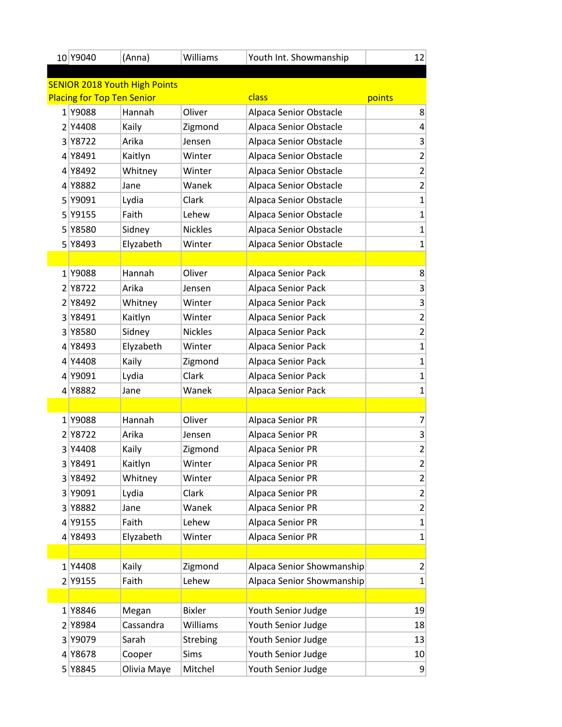| 10 | Y9040 | (Anna) | Williams | Youth Int. Showmanship | 12 |
|---|---|---|---|---|---|

**SENIOR 2018 Youth High Points**

| Placing for Top Ten Senior | | | | class | points |
|---|---|---|---|---|---|
| 1 | Y9088 | Hannah | Oliver | Alpaca Senior Obstacle | 8 |
| 2 | Y4408 | Kaily | Zigmond | Alpaca Senior Obstacle | 4 |
| 3 | Y8722 | Arika | Jensen | Alpaca Senior Obstacle | 3 |
| 4 | Y8491 | Kaitlyn | Winter | Alpaca Senior Obstacle | 2 |
| 4 | Y8492 | Whitney | Winter | Alpaca Senior Obstacle | 2 |
| 4 | Y8882 | Jane | Wanek | Alpaca Senior Obstacle | 2 |
| 5 | Y9091 | Lydia | Clark | Alpaca Senior Obstacle | 1 |
| 5 | Y9155 | Faith | Lehew | Alpaca Senior Obstacle | 1 |
| 5 | Y8580 | Sidney | Nickles | Alpaca Senior Obstacle | 1 |
| 5 | Y8493 | Elyzabeth | Winter | Alpaca Senior Obstacle | 1 |
| | | | | | |
| 1 | Y9088 | Hannah | Oliver | Alpaca Senior Pack | 8 |
| 2 | Y8722 | Arika | Jensen | Alpaca Senior Pack | 3 |
| 2 | Y8492 | Whitney | Winter | Alpaca Senior Pack | 3 |
| 3 | Y8491 | Kaitlyn | Winter | Alpaca Senior Pack | 2 |
| 3 | Y8580 | Sidney | Nickles | Alpaca Senior Pack | 2 |
| 4 | Y8493 | Elyzabeth | Winter | Alpaca Senior Pack | 1 |
| 4 | Y4408 | Kaily | Zigmond | Alpaca Senior Pack | 1 |
| 4 | Y9091 | Lydia | Clark | Alpaca Senior Pack | 1 |
| 4 | Y8882 | Jane | Wanek | Alpaca Senior Pack | 1 |
| | | | | | |
| 1 | Y9088 | Hannah | Oliver | Alpaca Senior PR | 7 |
| 2 | Y8722 | Arika | Jensen | Alpaca Senior PR | 3 |
| 3 | Y4408 | Kaily | Zigmond | Alpaca Senior PR | 2 |
| 3 | Y8491 | Kaitlyn | Winter | Alpaca Senior PR | 2 |
| 3 | Y8492 | Whitney | Winter | Alpaca Senior PR | 2 |
| 3 | Y9091 | Lydia | Clark | Alpaca Senior PR | 2 |
| 3 | Y8882 | Jane | Wanek | Alpaca Senior PR | 2 |
| 4 | Y9155 | Faith | Lehew | Alpaca Senior PR | 1 |
| 4 | Y8493 | Elyzabeth | Winter | Alpaca Senior PR | 1 |
| | | | | | |
| 1 | Y4408 | Kaily | Zigmond | Alpaca Senior Showmanship | 2 |
| 2 | Y9155 | Faith | Lehew | Alpaca Senior Showmanship | 1 |
| | | | | | |
| 1 | Y8846 | Megan | Bixler | Youth Senior Judge | 19 |
| 2 | Y8984 | Cassandra | Williams | Youth Senior Judge | 18 |
| 3 | Y9079 | Sarah | Strebing | Youth Senior Judge | 13 |
| 4 | Y8678 | Cooper | Sims | Youth Senior Judge | 10 |
| 5 | Y8845 | Olivia Maye | Mitchel | Youth Senior Judge | 9 |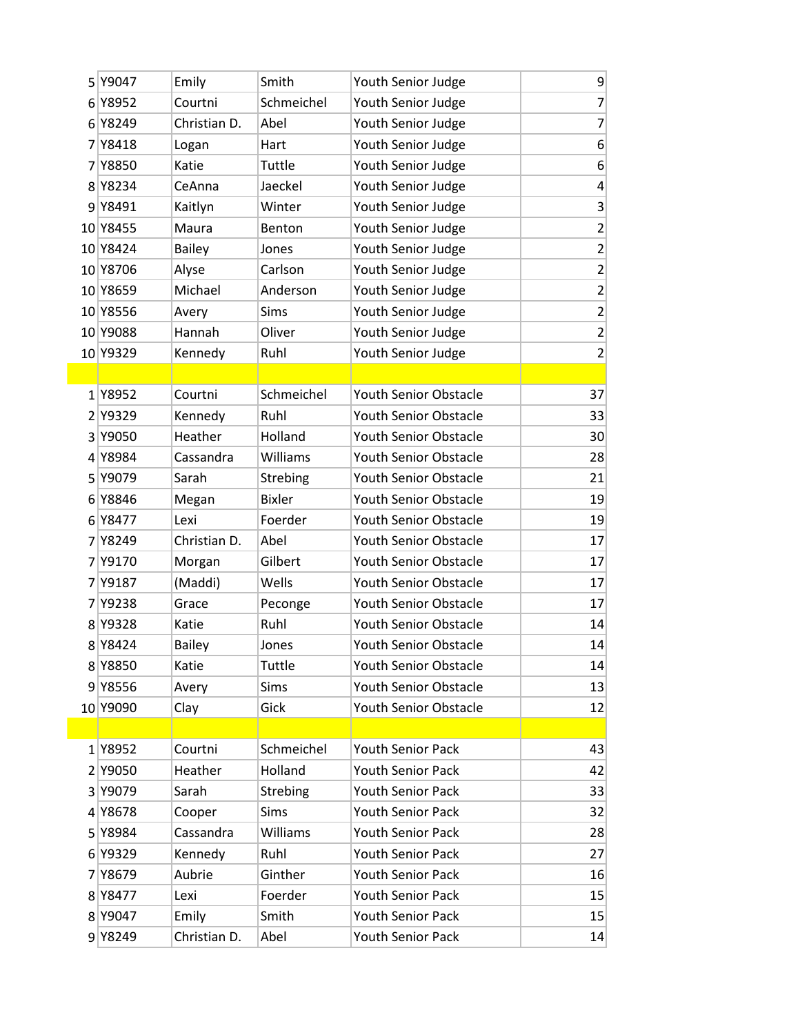| | | | | | |
|---|---|---|---|---|---|
| 5 | Y9047 | Emily | Smith | Youth Senior Judge | 9 |
| 6 | Y8952 | Courtni | Schmeichel | Youth Senior Judge | 7 |
| 6 | Y8249 | Christian D. | Abel | Youth Senior Judge | 7 |
| 7 | Y8418 | Logan | Hart | Youth Senior Judge | 6 |
| 7 | Y8850 | Katie | Tuttle | Youth Senior Judge | 6 |
| 8 | Y8234 | CeAnna | Jaeckel | Youth Senior Judge | 4 |
| 9 | Y8491 | Kaitlyn | Winter | Youth Senior Judge | 3 |
| 10 | Y8455 | Maura | Benton | Youth Senior Judge | 2 |
| 10 | Y8424 | Bailey | Jones | Youth Senior Judge | 2 |
| 10 | Y8706 | Alyse | Carlson | Youth Senior Judge | 2 |
| 10 | Y8659 | Michael | Anderson | Youth Senior Judge | 2 |
| 10 | Y8556 | Avery | Sims | Youth Senior Judge | 2 |
| 10 | Y9088 | Hannah | Oliver | Youth Senior Judge | 2 |
| 10 | Y9329 | Kennedy | Ruhl | Youth Senior Judge | 2 |
| | | | | | |
| 1 | Y8952 | Courtni | Schmeichel | Youth Senior Obstacle | 37 |
| 2 | Y9329 | Kennedy | Ruhl | Youth Senior Obstacle | 33 |
| 3 | Y9050 | Heather | Holland | Youth Senior Obstacle | 30 |
| 4 | Y8984 | Cassandra | Williams | Youth Senior Obstacle | 28 |
| 5 | Y9079 | Sarah | Strebing | Youth Senior Obstacle | 21 |
| 6 | Y8846 | Megan | Bixler | Youth Senior Obstacle | 19 |
| 6 | Y8477 | Lexi | Foerder | Youth Senior Obstacle | 19 |
| 7 | Y8249 | Christian D. | Abel | Youth Senior Obstacle | 17 |
| 7 | Y9170 | Morgan | Gilbert | Youth Senior Obstacle | 17 |
| 7 | Y9187 | (Maddi) | Wells | Youth Senior Obstacle | 17 |
| 7 | Y9238 | Grace | Peconge | Youth Senior Obstacle | 17 |
| 8 | Y9328 | Katie | Ruhl | Youth Senior Obstacle | 14 |
| 8 | Y8424 | Bailey | Jones | Youth Senior Obstacle | 14 |
| 8 | Y8850 | Katie | Tuttle | Youth Senior Obstacle | 14 |
| 9 | Y8556 | Avery | Sims | Youth Senior Obstacle | 13 |
| 10 | Y9090 | Clay | Gick | Youth Senior Obstacle | 12 |
| | | | | | |
| 1 | Y8952 | Courtni | Schmeichel | Youth Senior Pack | 43 |
| 2 | Y9050 | Heather | Holland | Youth Senior Pack | 42 |
| 3 | Y9079 | Sarah | Strebing | Youth Senior Pack | 33 |
| 4 | Y8678 | Cooper | Sims | Youth Senior Pack | 32 |
| 5 | Y8984 | Cassandra | Williams | Youth Senior Pack | 28 |
| 6 | Y9329 | Kennedy | Ruhl | Youth Senior Pack | 27 |
| 7 | Y8679 | Aubrie | Ginther | Youth Senior Pack | 16 |
| 8 | Y8477 | Lexi | Foerder | Youth Senior Pack | 15 |
| 8 | Y9047 | Emily | Smith | Youth Senior Pack | 15 |
| 9 | Y8249 | Christian D. | Abel | Youth Senior Pack | 14 |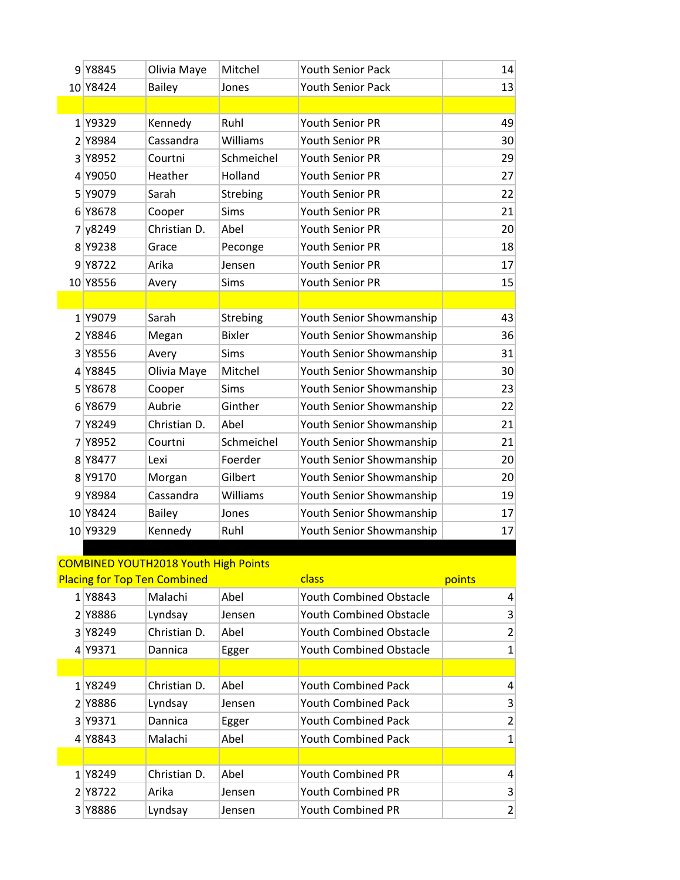| | | | | | |
|---|---|---|---|---|---|
| 9 | Y8845 | Olivia Maye | Mitchel | Youth Senior Pack | 14 |
| 10 | Y8424 | Bailey | Jones | Youth Senior Pack | 13 |
| | | | | | |
| 1 | Y9329 | Kennedy | Ruhl | Youth Senior PR | 49 |
| 2 | Y8984 | Cassandra | Williams | Youth Senior PR | 30 |
| 3 | Y8952 | Courtni | Schmeichel | Youth Senior PR | 29 |
| 4 | Y9050 | Heather | Holland | Youth Senior PR | 27 |
| 5 | Y9079 | Sarah | Strebing | Youth Senior PR | 22 |
| 6 | Y8678 | Cooper | Sims | Youth Senior PR | 21 |
| 7 | y8249 | Christian D. | Abel | Youth Senior PR | 20 |
| 8 | Y9238 | Grace | Peconge | Youth Senior PR | 18 |
| 9 | Y8722 | Arika | Jensen | Youth Senior PR | 17 |
| 10 | Y8556 | Avery | Sims | Youth Senior PR | 15 |
| | | | | | |
| 1 | Y9079 | Sarah | Strebing | Youth Senior Showmanship | 43 |
| 2 | Y8846 | Megan | Bixler | Youth Senior Showmanship | 36 |
| 3 | Y8556 | Avery | Sims | Youth Senior Showmanship | 31 |
| 4 | Y8845 | Olivia Maye | Mitchel | Youth Senior Showmanship | 30 |
| 5 | Y8678 | Cooper | Sims | Youth Senior Showmanship | 23 |
| 6 | Y8679 | Aubrie | Ginther | Youth Senior Showmanship | 22 |
| 7 | Y8249 | Christian D. | Abel | Youth Senior Showmanship | 21 |
| 7 | Y8952 | Courtni | Schmeichel | Youth Senior Showmanship | 21 |
| 8 | Y8477 | Lexi | Foerder | Youth Senior Showmanship | 20 |
| 8 | Y9170 | Morgan | Gilbert | Youth Senior Showmanship | 20 |
| 9 | Y8984 | Cassandra | Williams | Youth Senior Showmanship | 19 |
| 10 | Y8424 | Bailey | Jones | Youth Senior Showmanship | 17 |
| 10 | Y9329 | Kennedy | Ruhl | Youth Senior Showmanship | 17 |

COMBINED YOUTH2018 Youth High Points

| Placing for Top Ten Combined | | | | class | points |
|---|---|---|---|---|---|
| 1 | Y8843 | Malachi | Abel | Youth Combined Obstacle | 4 |
| 2 | Y8886 | Lyndsay | Jensen | Youth Combined Obstacle | 3 |
| 3 | Y8249 | Christian D. | Abel | Youth Combined Obstacle | 2 |
| 4 | Y9371 | Dannica | Egger | Youth Combined Obstacle | 1 |
| | | | | | |
| 1 | Y8249 | Christian D. | Abel | Youth Combined Pack | 4 |
| 2 | Y8886 | Lyndsay | Jensen | Youth Combined Pack | 3 |
| 3 | Y9371 | Dannica | Egger | Youth Combined Pack | 2 |
| 4 | Y8843 | Malachi | Abel | Youth Combined Pack | 1 |
| | | | | | |
| 1 | Y8249 | Christian D. | Abel | Youth Combined PR | 4 |
| 2 | Y8722 | Arika | Jensen | Youth Combined PR | 3 |
| 3 | Y8886 | Lyndsay | Jensen | Youth Combined PR | 2 |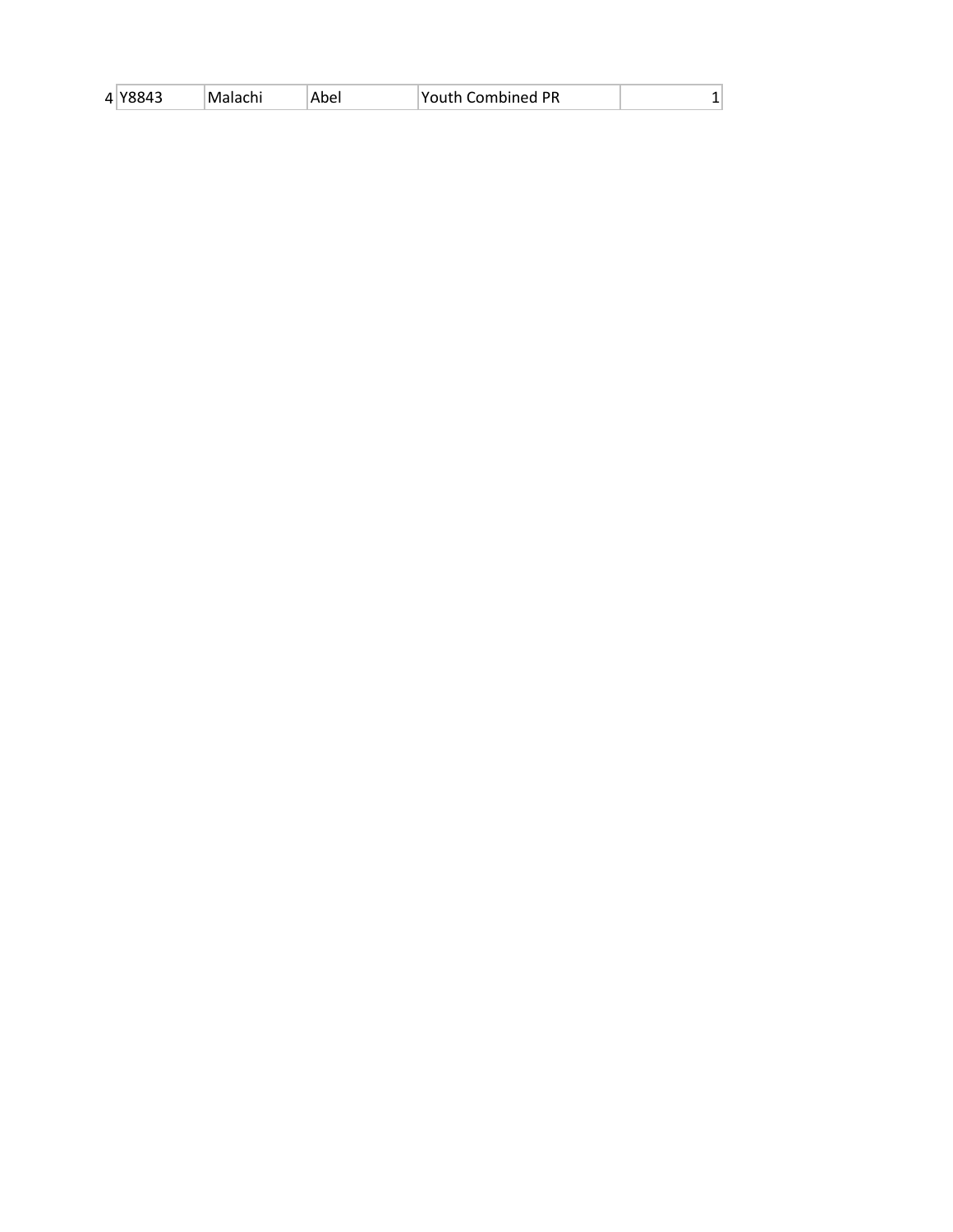| | | | | | |
|---|---|---|---|---|---|
| 4 | Y8843 | Malachi | Abel | Youth Combined PR | 1 |